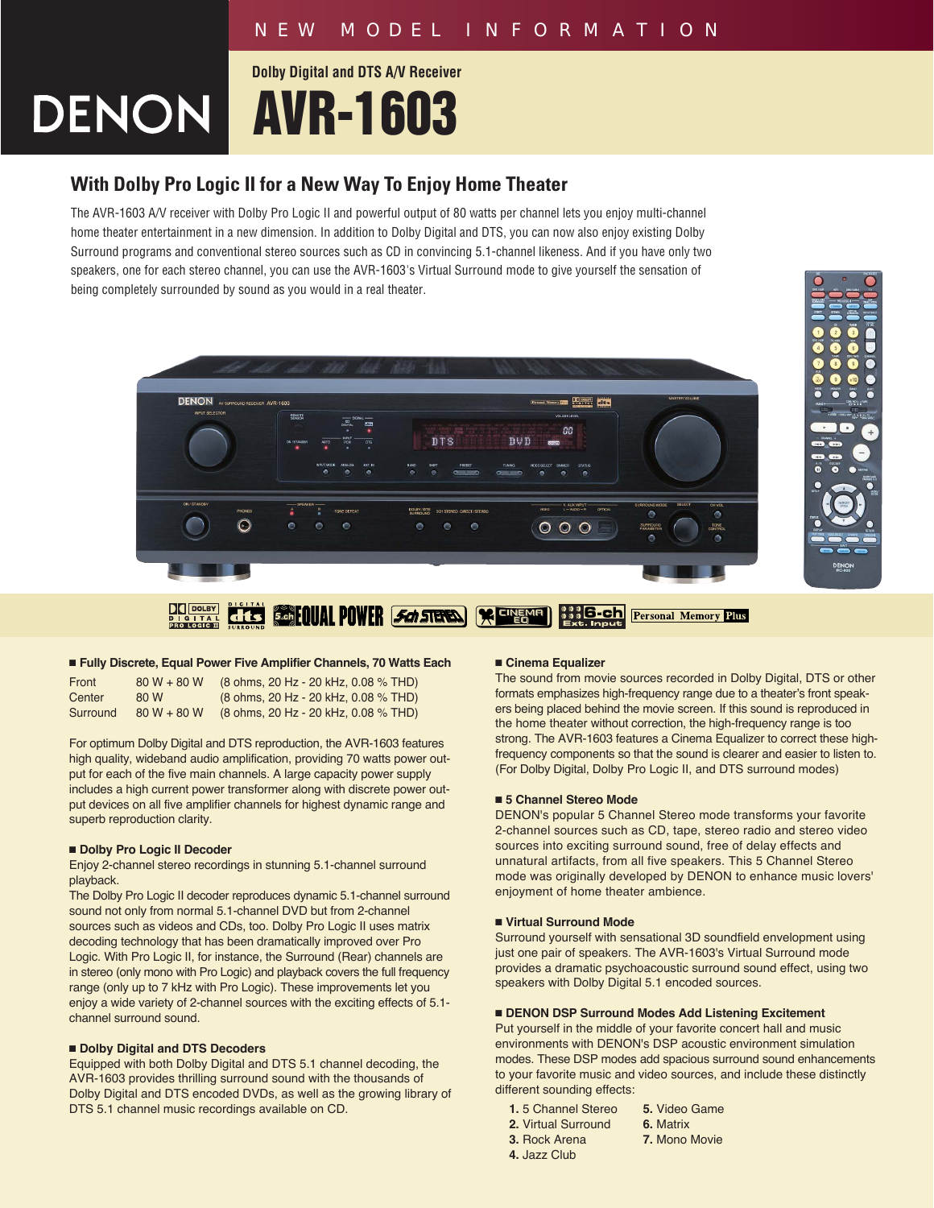NEW MODEL INFORMATION

DENON

Dolby Digital and DTS A/V Receiver

# AVR-1603

## With Dolby Pro Logic II for a New Way To Enjoy Home Theater

The AVR-1603 A/V receiver with Dolby Pro Logic II and powerful output of 80 watts per channel lets you enjoy multi-channel home theater entertainment in a new dimension. In addition to Dolby Digital and DTS, you can now also enjoy existing Dolby Surround programs and conventional stereo sources such as CD in convincing 5.1-channel likeness. And if you have only two speakers, one for each stereo channel, you can use the AVR-1603's Virtual Surround mode to give yourself the sensation of being completely surrounded by sound as you would in a real theater.

### ■ Fully Discrete, Equal Power Five Amplifier Channels, 70 Watts Each

| | | |
|---|---|---|
| Front | 80 W + 80 W | (8 ohms, 20 Hz - 20 kHz, 0.08 % THD) |
| Center | 80 W | (8 ohms, 20 Hz - 20 kHz, 0.08 % THD) |
| Surround | 80 W + 80 W | (8 ohms, 20 Hz - 20 kHz, 0.08 % THD) |

For optimum Dolby Digital and DTS reproduction, the AVR-1603 features high quality, wideband audio amplification, providing 70 watts power output for each of the five main channels. A large capacity power supply includes a high current power transformer along with discrete power output devices on all five amplifier channels for highest dynamic range and superb reproduction clarity.

### ■ Dolby Pro Logic II Decoder

Enjoy 2-channel stereo recordings in stunning 5.1-channel surround playback.

The Dolby Pro Logic II decoder reproduces dynamic 5.1-channel surround sound not only from normal 5.1-channel DVD but from 2-channel sources such as videos and CDs, too. Dolby Pro Logic II uses matrix decoding technology that has been dramatically improved over Pro Logic. With Pro Logic II, for instance, the Surround (Rear) channels are in stereo (only mono with Pro Logic) and playback covers the full frequency range (only up to 7 kHz with Pro Logic). These improvements let you enjoy a wide variety of 2-channel sources with the exciting effects of 5.1-channel surround sound.

### ■ Dolby Digital and DTS Decoders

Equipped with both Dolby Digital and DTS 5.1 channel decoding, the AVR-1603 provides thrilling surround sound with the thousands of Dolby Digital and DTS encoded DVDs, as well as the growing library of DTS 5.1 channel music recordings available on CD.

### ■ Cinema Equalizer

The sound from movie sources recorded in Dolby Digital, DTS or other formats emphasizes high-frequency range due to a theater's front speakers being placed behind the movie screen. If this sound is reproduced in the home theater without correction, the high-frequency range is too strong. The AVR-1603 features a Cinema Equalizer to correct these high-frequency components so that the sound is clearer and easier to listen to. (For Dolby Digital, Dolby Pro Logic II, and DTS surround modes)

### ■ 5 Channel Stereo Mode

DENON's popular 5 Channel Stereo mode transforms your favorite 2-channel sources such as CD, tape, stereo radio and stereo video sources into exciting surround sound, free of delay effects and unnatural artifacts, from all five speakers. This 5 Channel Stereo mode was originally developed by DENON to enhance music lovers' enjoyment of home theater ambience.

### ■ Virtual Surround Mode

Surround yourself with sensational 3D soundfield envelopment using just one pair of speakers. The AVR-1603's Virtual Surround mode provides a dramatic psychoacoustic surround sound effect, using two speakers with Dolby Digital 5.1 encoded sources.

### ■ DENON DSP Surround Modes Add Listening Excitement

Put yourself in the middle of your favorite concert hall and music environments with DENON's DSP acoustic environment simulation modes. These DSP modes add spacious surround sound enhancements to your favorite music and video sources, and include these distinctly different sounding effects:

1. 5 Channel Stereo
2. Virtual Surround
3. Rock Arena
4. Jazz Club
5. Video Game
6. Matrix
7. Mono Movie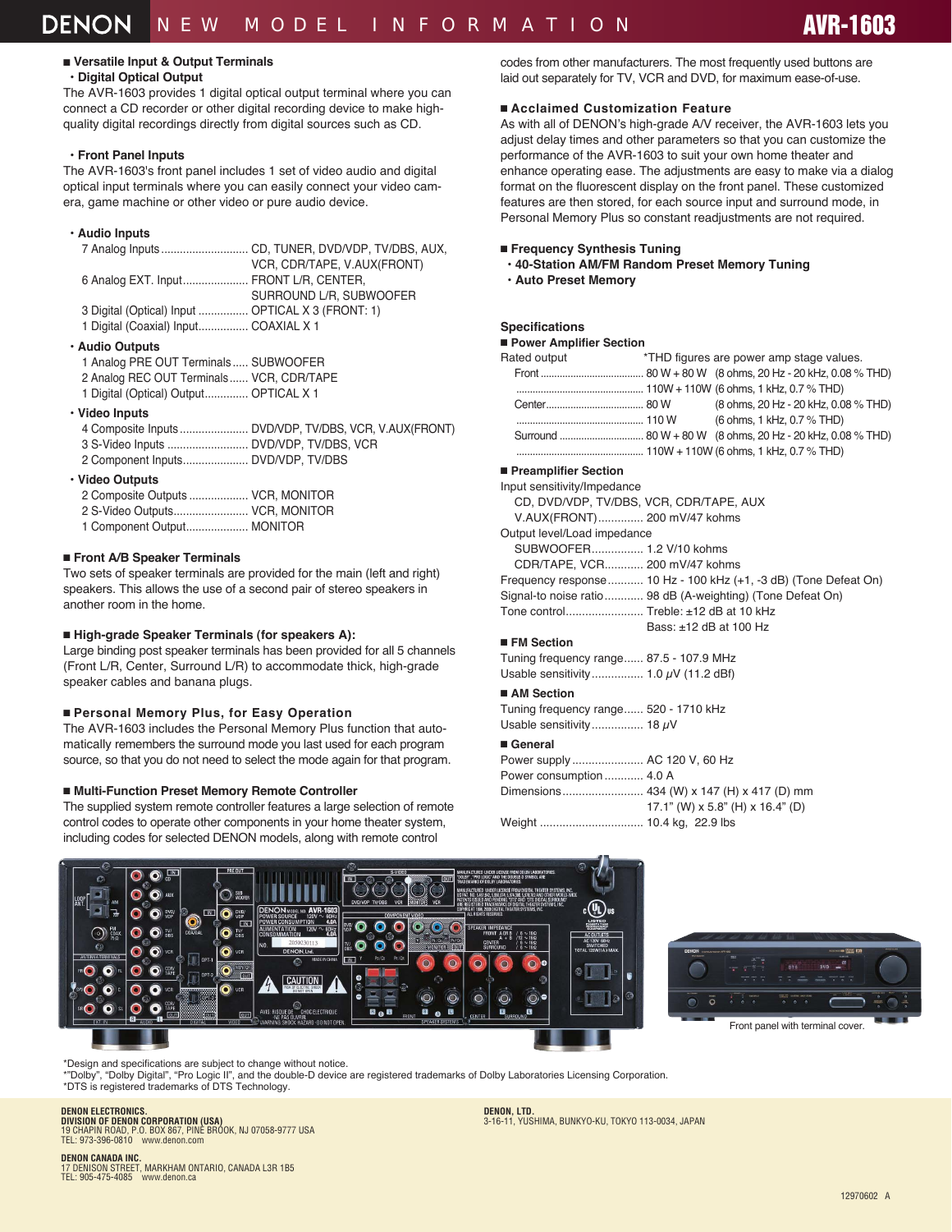### ■ Versatile Input & Output Terminals

**・Digital Optical Output**

The AVR-1603 provides 1 digital optical output terminal where you can connect a CD recorder or other digital recording device to make high-quality digital recordings directly from digital sources such as CD.

**・Front Panel Inputs**

The AVR-1603's front panel includes 1 set of video audio and digital optical input terminals where you can easily connect your video camera, game machine or other video or pure audio device.

**・Audio Inputs**

7 Analog Inputs ............................ CD, TUNER, DVD/VDP, TV/DBS, AUX, VCR, CDR/TAPE, V.AUX(FRONT)
6 Analog EXT. Input..................... FRONT L/R, CENTER, SURROUND L/R, SUBWOOFER
3 Digital (Optical) Input ................ OPTICAL X 3 (FRONT: 1)
1 Digital (Coaxial) Input................ COAXIAL X 1

**・Audio Outputs**

1 Analog PRE OUT Terminals ..... SUBWOOFER
2 Analog REC OUT Terminals...... VCR, CDR/TAPE
1 Digital (Optical) Output............. OPTICAL X 1

**・Video Inputs**

4 Composite Inputs ...................... DVD/VDP, TV/DBS, VCR, V.AUX(FRONT)
3 S-Video Inputs .......................... DVD/VDP, TV/DBS, VCR
2 Component Inputs..................... DVD/VDP, TV/DBS

**・Video Outputs**

2 Composite Outputs ................... VCR, MONITOR
2 S-Video Outputs......................... VCR, MONITOR
1 Component Output.................... MONITOR

### ■ Front A/B Speaker Terminals

Two sets of speaker terminals are provided for the main (left and right) speakers. This allows the use of a second pair of stereo speakers in another room in the home.

### ■ High-grade Speaker Terminals (for speakers A):

Large binding post speaker terminals has been provided for all 5 channels (Front L/R, Center, Surround L/R) to accommodate thick, high-grade speaker cables and banana plugs.

### ■ Personal Memory Plus, for Easy Operation

The AVR-1603 includes the Personal Memory Plus function that automatically remembers the surround mode you last used for each program source, so that you do not need to select the mode again for that program.

### ■ Multi-Function Preset Memory Remote Controller

The supplied system remote controller features a large selection of remote control codes to operate other components in your home theater system, including codes for selected DENON models, along with remote control codes from other manufacturers. The most frequently used buttons are laid out separately for TV, VCR and DVD, for maximum ease-of-use.

### ■ Acclaimed Customization Feature

As with all of DENON's high-grade A/V receiver, the AVR-1603 lets you adjust delay times and other parameters so that you can customize the performance of the AVR-1603 to suit your own home theater and enhance operating ease. The adjustments are easy to make via a dialog format on the fluorescent display on the front panel. These customized features are then stored, for each source input and surround mode, in Personal Memory Plus so constant readjustments are not required.

### ■ Frequency Synthesis Tuning

**・40-Station AM/FM Random Preset Memory Tuning**
**・Auto Preset Memory**

## Specifications

### ■ Power Amplifier Section

Rated output *THD figures are power amp stage values.

Front ...................................... 80 W + 80 W (8 ohms, 20 Hz - 20 kHz, 0.08 % THD)
.............................................. 110W + 110W (6 ohms, 1 kHz, 0.7 % THD)
Center.................................... 80 W (8 ohms, 20 Hz - 20 kHz, 0.08 % THD)
.............................................. 110 W (6 ohms, 1 kHz, 0.7 % THD)
Surround ............................... 80 W + 80 W (8 ohms, 20 Hz - 20 kHz, 0.08 % THD)
.............................................. 110W + 110W (6 ohms, 1 kHz, 0.7 % THD)

### ■ Preamplifier Section

Input sensitivity/Impedance
CD, DVD/VDP, TV/DBS, VCR, CDR/TAPE, AUX
V.AUX(FRONT).............. 200 mV/47 kohms
Output level/Load impedance
SUBWOOFER................ 1.2 V/10 kohms
CDR/TAPE, VCR........... 200 mV/47 kohms
Frequency response........... 10 Hz - 100 kHz (+1, -3 dB) (Tone Defeat On)
Signal-to noise ratio............ 98 dB (A-weighting) (Tone Defeat On)
Tone control........................ Treble: ±12 dB at 10 kHz
Bass: ±12 dB at 100 Hz

### ■ FM Section

Tuning frequency range...... 87.5 - 107.9 MHz
Usable sensitivity................ 1.0 $\mu$V (11.2 dBf)

### ■ AM Section

Tuning frequency range...... 520 - 1710 kHz
Usable sensitivity................ 18 $\mu$V

### ■ General

Power supply ...................... AC 120 V, 60 Hz
Power consumption ............ 4.0 A
Dimensions......................... 434 (W) x 147 (H) x 417 (D) mm
17.1" (W) x 5.8" (H) x 16.4" (D)
Weight ................................ 10.4 kg, 22.9 lbs

Front panel with terminal cover.

*Design and specifications are subject to change without notice.
*"Dolby", "Dolby Digital", "Pro Logic II", and the double-D device are registered trademarks of Dolby Laboratories Licensing Corporation.
*DTS is registered trademarks of DTS Technology.

**DENON ELECTRONICS.**
**DIVISION OF DENON CORPORATION (USA)**
19 CHAPIN ROAD, P.O. BOX 867, PINE BROOK, NJ 07058-9777 USA
TEL: 973-396-0810 www.denon.com

**DENON CANADA INC.**
17 DENISON STREET, MARKHAM ONTARIO, CANADA L3R 1B5
TEL: 905-475-4085 www.denon.ca

**DENON, LTD.**
3-16-11, YUSHIMA, BUNKYO-KU, TOKYO 113-0034, JAPAN

12970602 A